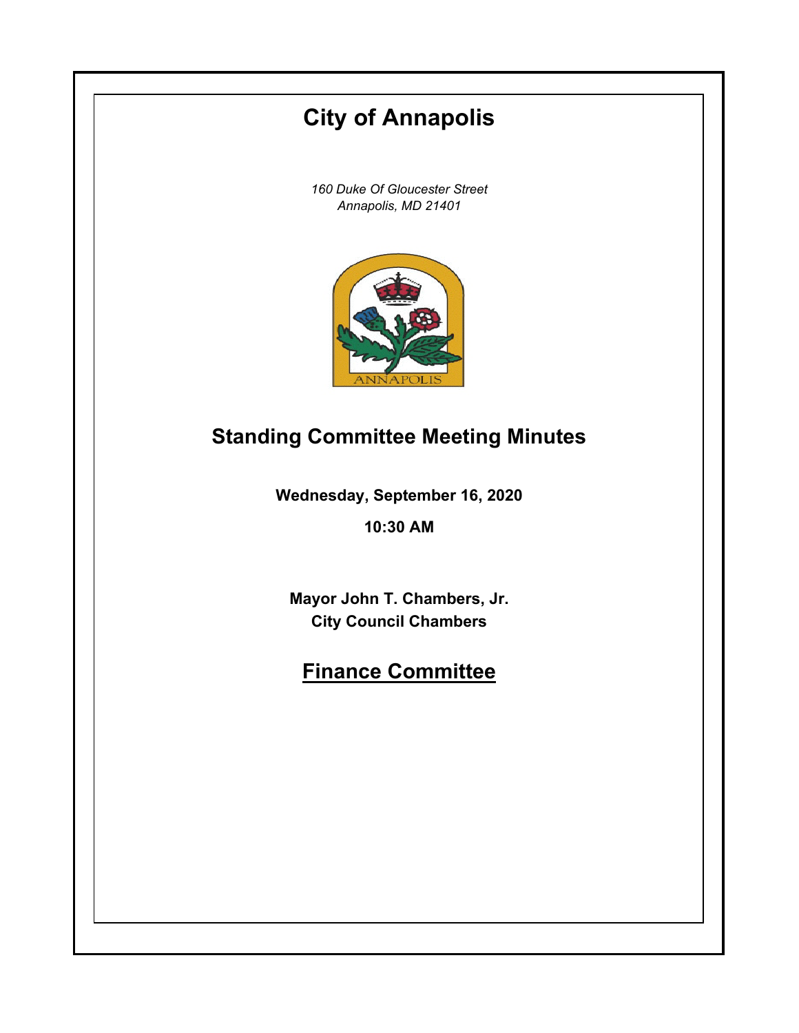# City of Annapolis

*160 Duke Of Gloucester Street*
*Annapolis, MD 21401*

## Standing Committee Meeting Minutes

**Wednesday, September 16, 2020**

**10:30 AM**

**Mayor John T. Chambers, Jr.**
**City Council Chambers**

## Finance Committee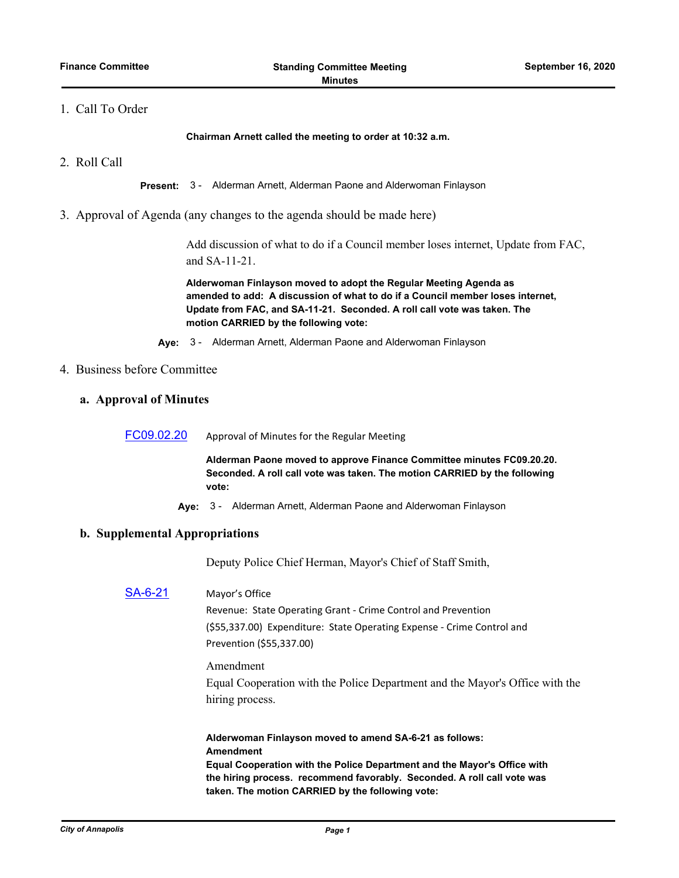1. Call To Order

**Chairman Arnett called the meeting to order at 10:32 a.m.**

2. Roll Call

**Present:** 3 - Alderman Arnett, Alderman Paone and Alderwoman Finlayson

3. Approval of Agenda (any changes to the agenda should be made here)

Add discussion of what to do if a Council member loses internet, Update from FAC, and SA-11-21.

**Alderwoman Finlayson moved to adopt the Regular Meeting Agenda as amended to add: A discussion of what to do if a Council member loses internet, Update from FAC, and SA-11-21. Seconded. A roll call vote was taken. The motion CARRIED by the following vote:**

**Aye:** 3 - Alderman Arnett, Alderman Paone and Alderwoman Finlayson

4. Business before Committee

### a. Approval of Minutes

[FC09.02.20](FC09.02.20) Approval of Minutes for the Regular Meeting

**Alderman Paone moved to approve Finance Committee minutes FC09.20.20. Seconded. A roll call vote was taken. The motion CARRIED by the following vote:**

**Aye:** 3 - Alderman Arnett, Alderman Paone and Alderwoman Finlayson

### b. Supplemental Appropriations

Deputy Police Chief Herman, Mayor's Chief of Staff Smith,

[SA-6-21](SA-6-21) Mayor's Office

Revenue: State Operating Grant - Crime Control and Prevention ($55,337.00) Expenditure: State Operating Expense - Crime Control and Prevention ($55,337.00)

Amendment

Equal Cooperation with the Police Department and the Mayor's Office with the hiring process.

**Alderwoman Finlayson moved to amend SA-6-21 as follows:**
**Amendment**
**Equal Cooperation with the Police Department and the Mayor's Office with the hiring process. recommend favorably. Seconded. A roll call vote was taken. The motion CARRIED by the following vote:**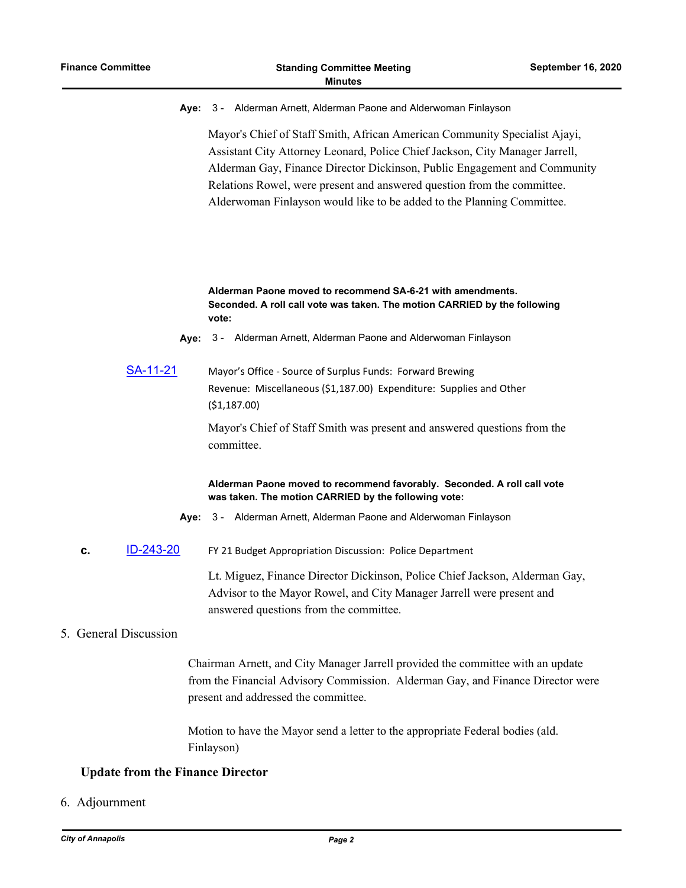**Aye:** 3 - Alderman Arnett, Alderman Paone and Alderwoman Finlayson

Mayor's Chief of Staff Smith, African American Community Specialist Ajayi, Assistant City Attorney Leonard, Police Chief Jackson, City Manager Jarrell, Alderman Gay, Finance Director Dickinson, Public Engagement and Community Relations Rowel, were present and answered question from the committee. Alderwoman Finlayson would like to be added to the Planning Committee.

**Alderman Paone moved to recommend SA-6-21 with amendments. Seconded. A roll call vote was taken. The motion CARRIED by the following vote:**

**Aye:** 3 - Alderman Arnett, Alderman Paone and Alderwoman Finlayson

SA-11-21 Mayor's Office - Source of Surplus Funds: Forward Brewing
Revenue: Miscellaneous ($1,187.00) Expenditure: Supplies and Other ($1,187.00)

Mayor's Chief of Staff Smith was present and answered questions from the committee.

**Alderman Paone moved to recommend favorably. Seconded. A roll call vote was taken. The motion CARRIED by the following vote:**

**Aye:** 3 - Alderman Arnett, Alderman Paone and Alderwoman Finlayson

**c.** ID-243-20 FY 21 Budget Appropriation Discussion: Police Department

Lt. Miguez, Finance Director Dickinson, Police Chief Jackson, Alderman Gay, Advisor to the Mayor Rowel, and City Manager Jarrell were present and answered questions from the committee.

5. General Discussion

Chairman Arnett, and City Manager Jarrell provided the committee with an update from the Financial Advisory Commission. Alderman Gay, and Finance Director were present and addressed the committee.

Motion to have the Mayor send a letter to the appropriate Federal bodies (ald. Finlayson)

**Update from the Finance Director**

6. Adjournment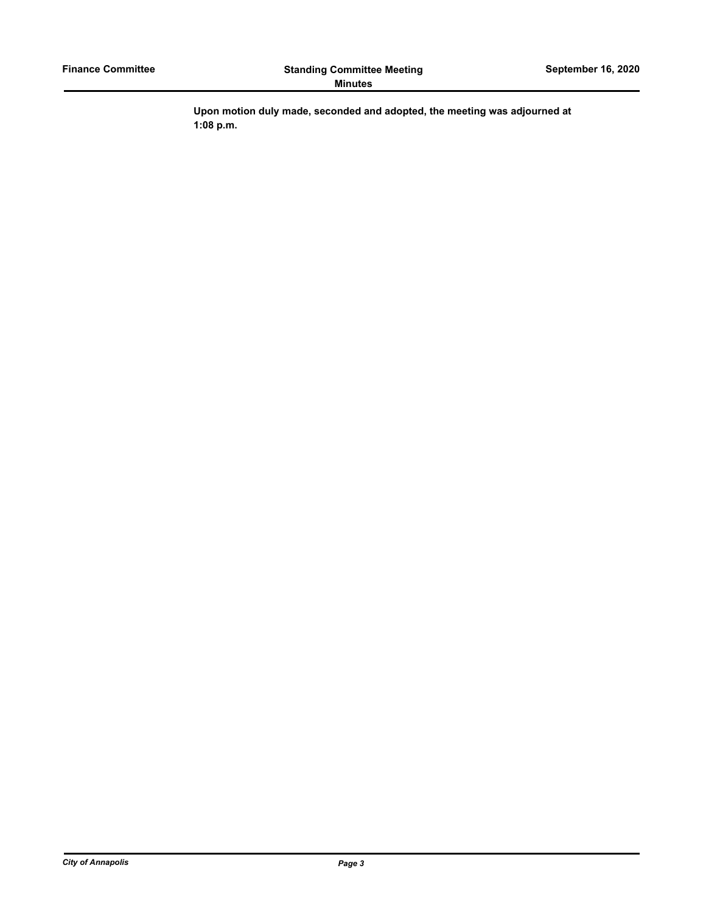**Upon motion duly made, seconded and adopted, the meeting was adjourned at 1:08 p.m.**